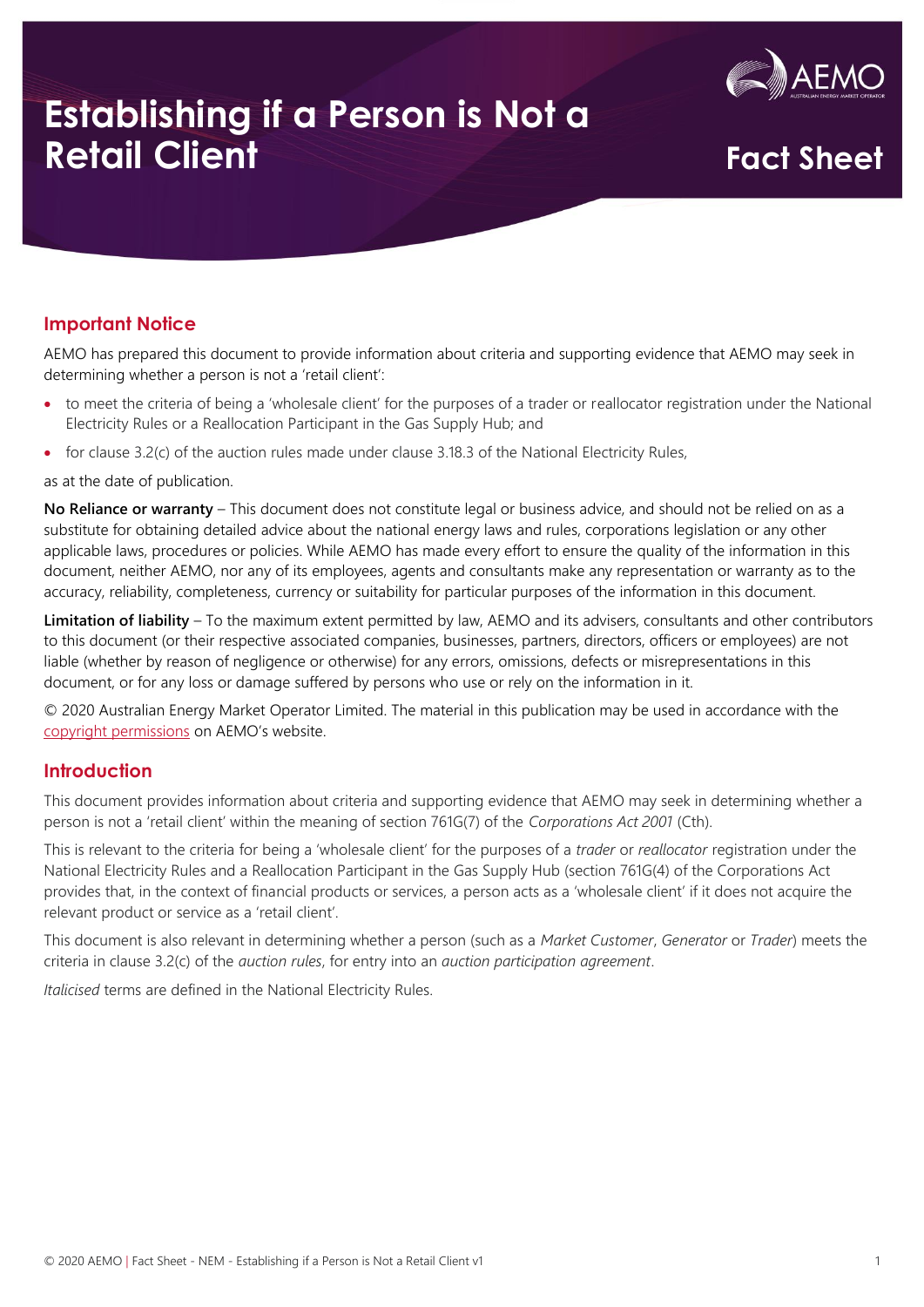# Establishing if a Person is Not a Retail Client

Fact Sheet

## Important Notice

AEMO has prepared this document to provide information about criteria and supporting evidence that AEMO may seek in determining whether a person is not a 'retail client':

- to meet the criteria of being a 'wholesale client' for the purposes of a trader or reallocator registration under the National Electricity Rules or a Reallocation Participant in the Gas Supply Hub; and
- for clause 3.2(c) of the auction rules made under clause 3.18.3 of the National Electricity Rules,

as at the date of publication.

**No Reliance or warranty** – This document does not constitute legal or business advice, and should not be relied on as a substitute for obtaining detailed advice about the national energy laws and rules, corporations legislation or any other applicable laws, procedures or policies. While AEMO has made every effort to ensure the quality of the information in this document, neither AEMO, nor any of its employees, agents and consultants make any representation or warranty as to the accuracy, reliability, completeness, currency or suitability for particular purposes of the information in this document.

**Limitation of liability** – To the maximum extent permitted by law, AEMO and its advisers, consultants and other contributors to this document (or their respective associated companies, businesses, partners, directors, officers or employees) are not liable (whether by reason of negligence or otherwise) for any errors, omissions, defects or misrepresentations in this document, or for any loss or damage suffered by persons who use or rely on the information in it.

© 2020 Australian Energy Market Operator Limited. The material in this publication may be used in accordance with the copyright permissions on AEMO's website.

## Introduction

This document provides information about criteria and supporting evidence that AEMO may seek in determining whether a person is not a 'retail client' within the meaning of section 761G(7) of the *Corporations Act 2001* (Cth).

This is relevant to the criteria for being a 'wholesale client' for the purposes of a *trader* or *reallocator* registration under the National Electricity Rules and a Reallocation Participant in the Gas Supply Hub (section 761G(4) of the Corporations Act provides that, in the context of financial products or services, a person acts as a 'wholesale client' if it does not acquire the relevant product or service as a 'retail client'.

This document is also relevant in determining whether a person (such as a *Market Customer*, *Generator* or *Trader*) meets the criteria in clause 3.2(c) of the *auction rules*, for entry into an *auction participation agreement*.

*Italicised* terms are defined in the National Electricity Rules.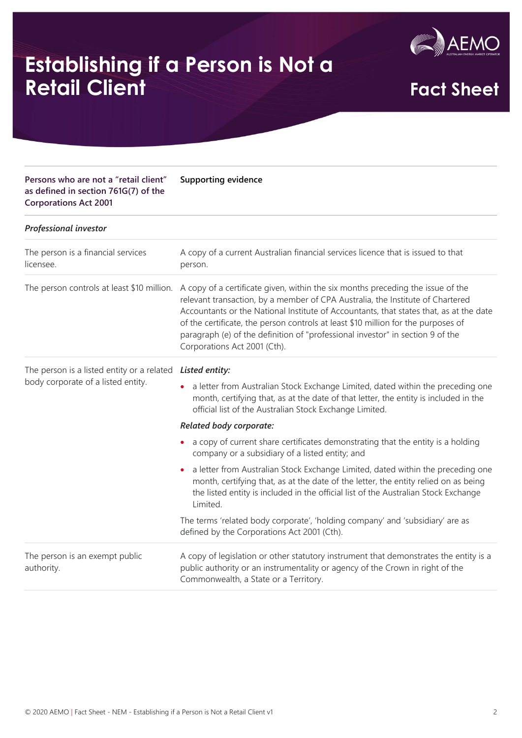# Establishing if a Person is Not a Retail Client

**Fact Sheet**

| Persons who are not a "retail client" as defined in section 761G(7) of the Corporations Act 2001 | Supporting evidence |
|---|---|
| ***Professional investor*** | |
| The person is a financial services licensee. | A copy of a current Australian financial services licence that is issued to that person. |
| The person controls at least $10 million. | A copy of a certificate given, within the six months preceding the issue of the relevant transaction, by a member of CPA Australia, the Institute of Chartered Accountants or the National Institute of Accountants, that states that, as at the date of the certificate, the person controls at least $10 million for the purposes of paragraph (e) of the definition of "professional investor" in section 9 of the Corporations Act 2001 (Cth). |
| The person is a listed entity or a related body corporate of a listed entity. | ***Listed entity:*** <br> • a letter from Australian Stock Exchange Limited, dated within the preceding one month, certifying that, as at the date of that letter, the entity is included in the official list of the Australian Stock Exchange Limited. <br> ***Related body corporate:*** <br> • a copy of current share certificates demonstrating that the entity is a holding company or a subsidiary of a listed entity; and <br> • a letter from Australian Stock Exchange Limited, dated within the preceding one month, certifying that, as at the date of the letter, the entity relied on as being the listed entity is included in the official list of the Australian Stock Exchange Limited. <br> The terms 'related body corporate', 'holding company' and 'subsidiary' are as defined by the Corporations Act 2001 (Cth). |
| The person is an exempt public authority. | A copy of legislation or other statutory instrument that demonstrates the entity is a public authority or an instrumentality or agency of the Crown in right of the Commonwealth, a State or a Territory. |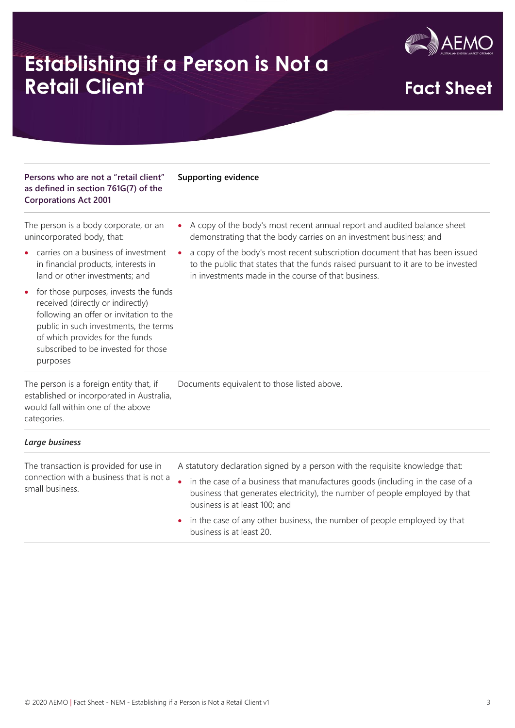# Establishing if a Person is Not a Retail Client

Fact Sheet

| Persons who are not a "retail client" as defined in section 761G(7) of the Corporations Act 2001 | Supporting evidence |
|---|---|
| The person is a body corporate, or an unincorporated body, that:<br>• carries on a business of investment in financial products, interests in land or other investments; and<br>• for those purposes, invests the funds received (directly or indirectly) following an offer or invitation to the public in such investments, the terms of which provides for the funds subscribed to be invested for those purposes | • A copy of the body's most recent annual report and audited balance sheet demonstrating that the body carries on an investment business; and<br>• a copy of the body's most recent subscription document that has been issued to the public that states that the funds raised pursuant to it are to be invested in investments made in the course of that business. |
| The person is a foreign entity that, if established or incorporated in Australia, would fall within one of the above categories. | Documents equivalent to those listed above. |
| ***Large business*** | |
| The transaction is provided for use in connection with a business that is not a small business. | A statutory declaration signed by a person with the requisite knowledge that:<br>• in the case of a business that manufactures goods (including in the case of a business that generates electricity), the number of people employed by that business is at least 100; and<br>• in the case of any other business, the number of people employed by that business is at least 20. |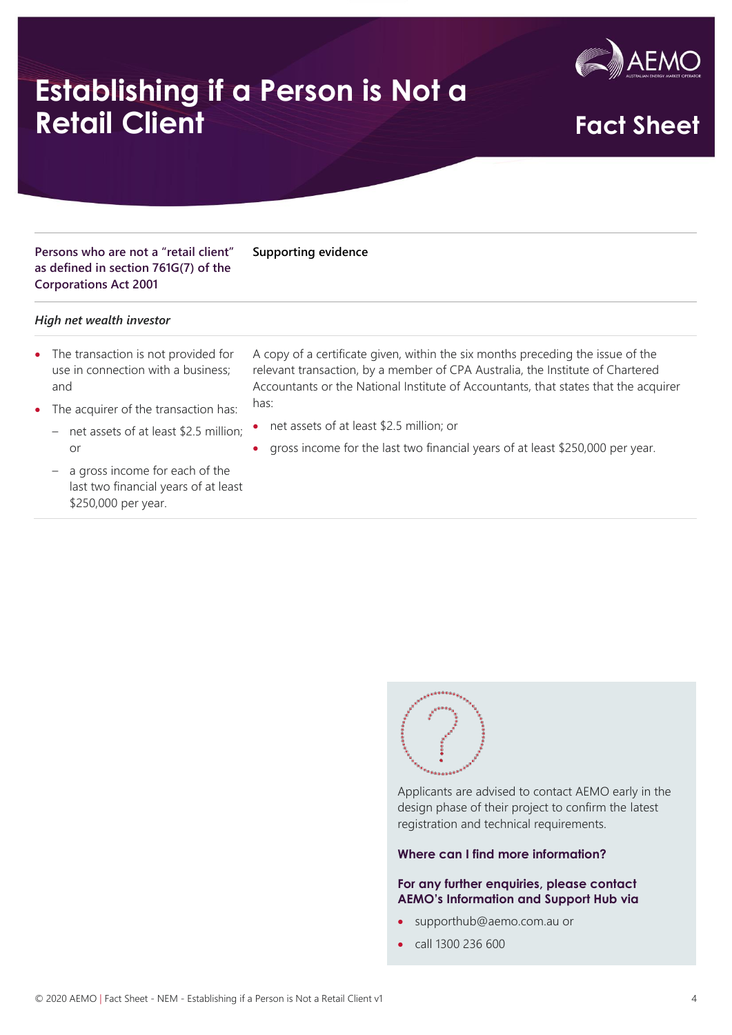# Establishing if a Person is Not a Retail Client

## Fact Sheet

| Persons who are not a "retail client" as defined in section 761G(7) of the Corporations Act 2001 | Supporting evidence |
|---|---|
| ***High net wealth investor*** | |
| • The transaction is not provided for use in connection with a business; and<br>• The acquirer of the transaction has:<br>– net assets of at least $2.5 million; or<br>– a gross income for each of the last two financial years of at least $250,000 per year. | A copy of a certificate given, within the six months preceding the issue of the relevant transaction, by a member of CPA Australia, the Institute of Chartered Accountants or the National Institute of Accountants, that states that the acquirer has:<br>• net assets of at least $2.5 million; or<br>• gross income for the last two financial years of at least $250,000 per year. |

Applicants are advised to contact AEMO early in the design phase of their project to confirm the latest registration and technical requirements.

**Where can I find more information?**

**For any further enquiries, please contact AEMO's Information and Support Hub via**

- supporthub@aemo.com.au or
- call 1300 236 600

© 2020 AEMO | Fact Sheet - NEM - Establishing if a Person is Not a Retail Client v1